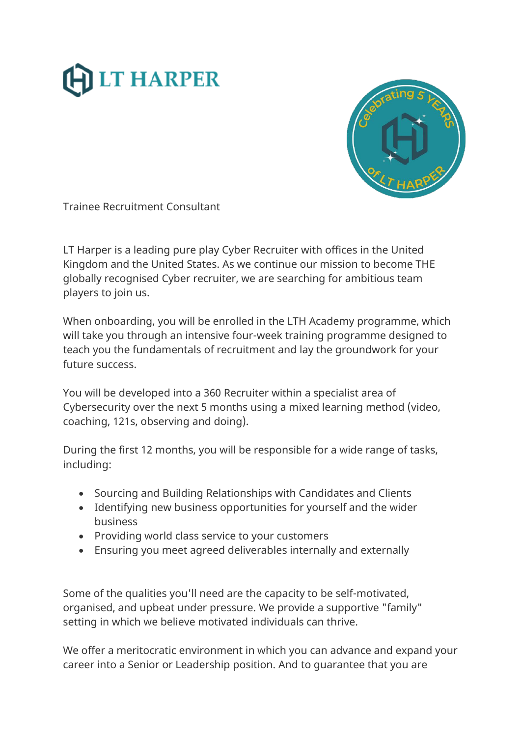# LT HARPER

Trainee Recruitment Consultant

LT Harper is a leading pure play Cyber Recruiter with offices in the United Kingdom and the United States. As we continue our mission to become THE globally recognised Cyber recruiter, we are searching for ambitious team players to join us.

When onboarding, you will be enrolled in the LTH Academy programme, which will take you through an intensive four-week training programme designed to teach you the fundamentals of recruitment and lay the groundwork for your future success.

You will be developed into a 360 Recruiter within a specialist area of Cybersecurity over the next 5 months using a mixed learning method (video, coaching, 121s, observing and doing).

During the first 12 months, you will be responsible for a wide range of tasks, including:

- Sourcing and Building Relationships with Candidates and Clients
- Identifying new business opportunities for yourself and the wider business
- Providing world class service to your customers
- Ensuring you meet agreed deliverables internally and externally

Some of the qualities you'll need are the capacity to be self-motivated, organised, and upbeat under pressure. We provide a supportive "family" setting in which we believe motivated individuals can thrive.

We offer a meritocratic environment in which you can advance and expand your career into a Senior or Leadership position. And to guarantee that you are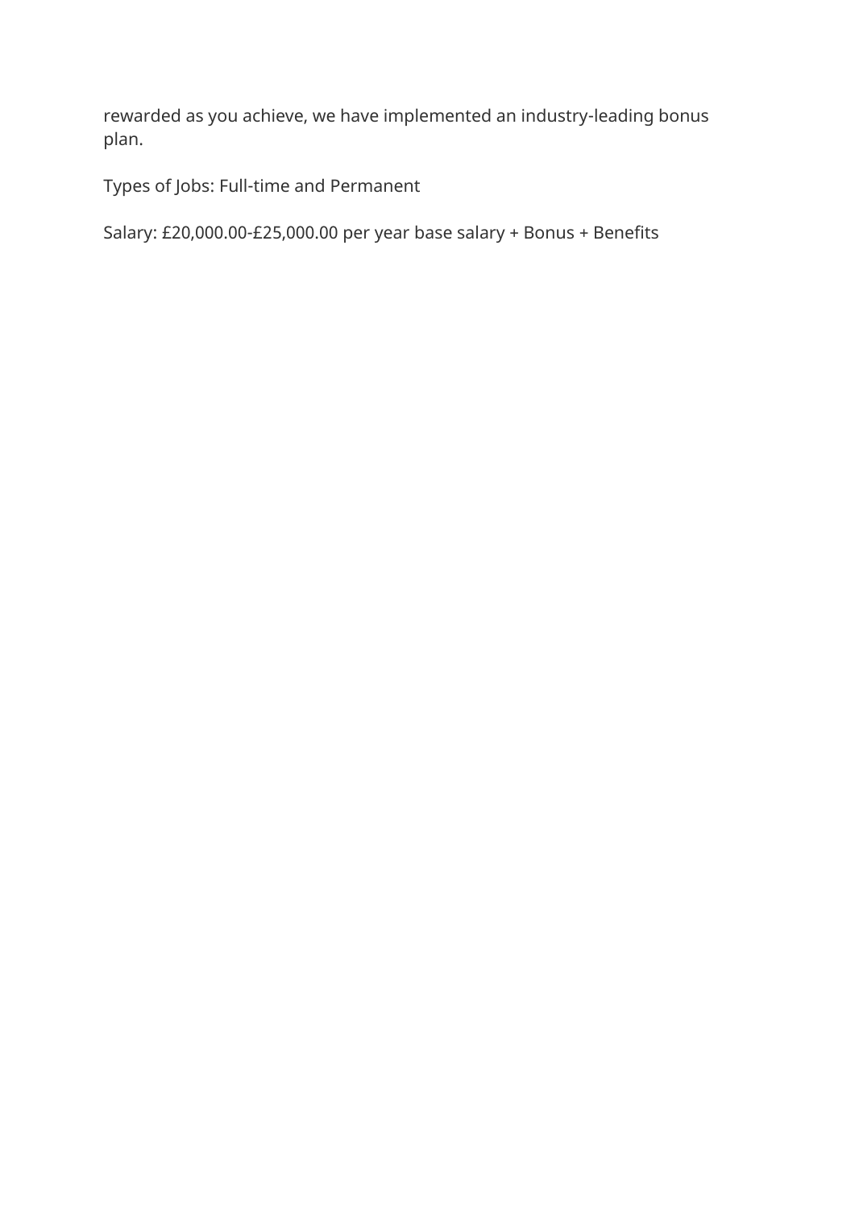rewarded as you achieve, we have implemented an industry-leading bonus plan.

Types of Jobs: Full-time and Permanent

Salary: £20,000.00-£25,000.00 per year base salary + Bonus + Benefits